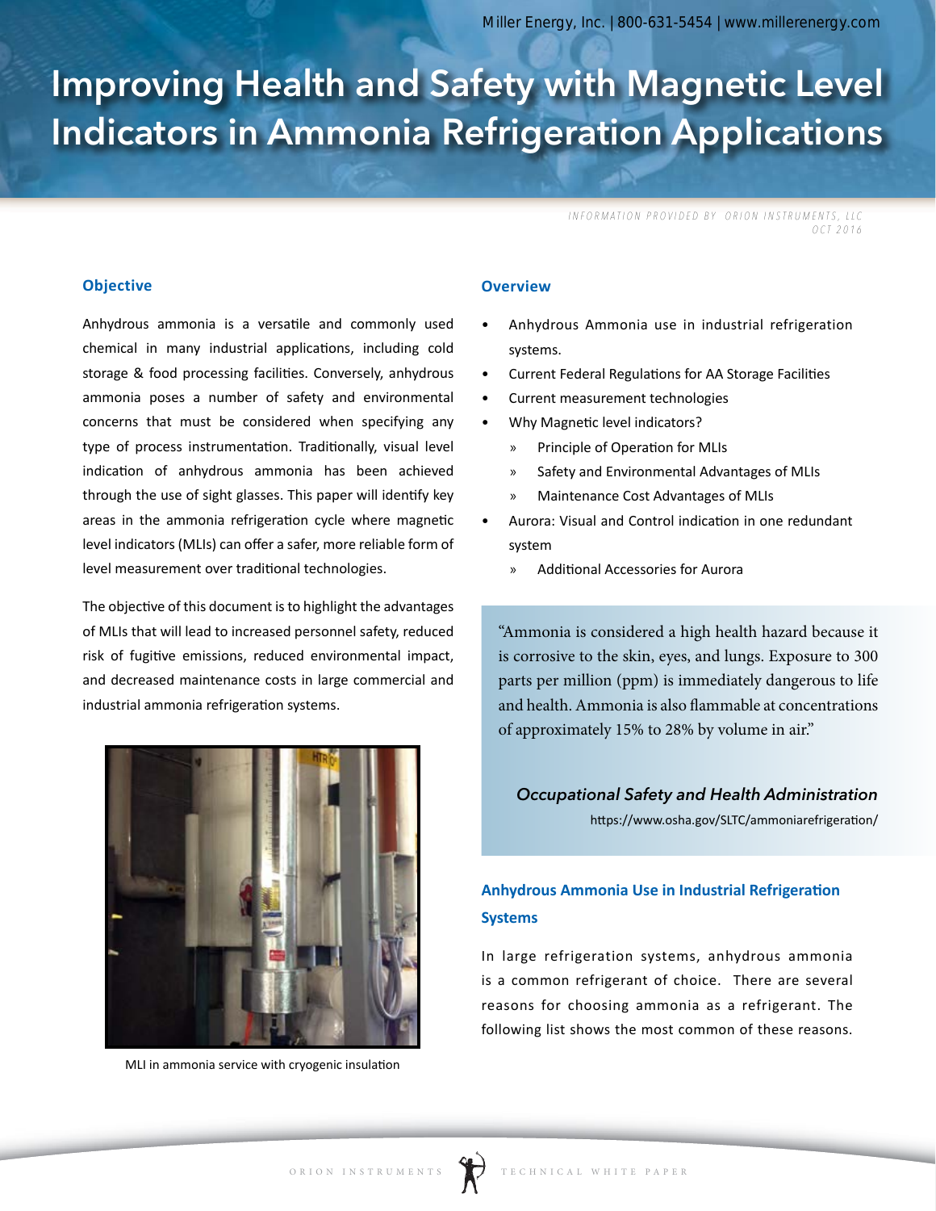Miller Energy, Inc. | 800-631-5454 | www.millerenergy.com

# Improving Health and Safety with Magnetic Level Indicators in Ammonia Refrigeration Applications

*INFORMATION PROVIDED BY ORION INSTRUMENTS, LLC*
*OCT 2016*

## Objective

Anhydrous ammonia is a versatile and commonly used chemical in many industrial applications, including cold storage & food processing facilities. Conversely, anhydrous ammonia poses a number of safety and environmental concerns that must be considered when specifying any type of process instrumentation. Traditionally, visual level indication of anhydrous ammonia has been achieved through the use of sight glasses. This paper will identify key areas in the ammonia refrigeration cycle where magnetic level indicators (MLIs) can offer a safer, more reliable form of level measurement over traditional technologies.

The objective of this document is to highlight the advantages of MLIs that will lead to increased personnel safety, reduced risk of fugitive emissions, reduced environmental impact, and decreased maintenance costs in large commercial and industrial ammonia refrigeration systems.

MLI in ammonia service with cryogenic insulation

## Overview

- Anhydrous Ammonia use in industrial refrigeration systems.
- Current Federal Regulations for AA Storage Facilities
- Current measurement technologies
- Why Magnetic level indicators?
  - Principle of Operation for MLIs
  - Safety and Environmental Advantages of MLIs
  - Maintenance Cost Advantages of MLIs
- Aurora: Visual and Control indication in one redundant system
  - Additional Accessories for Aurora

> "Ammonia is considered a high health hazard because it is corrosive to the skin, eyes, and lungs. Exposure to 300 parts per million (ppm) is immediately dangerous to life and health. Ammonia is also flammable at concentrations of approximately 15% to 28% by volume in air."
>
> ***Occupational Safety and Health Administration***
> https://www.osha.gov/SLTC/ammoniarefrigeration/

## Anhydrous Ammonia Use in Industrial Refrigeration Systems

In large refrigeration systems, anhydrous ammonia is a common refrigerant of choice. There are several reasons for choosing ammonia as a refrigerant. The following list shows the most common of these reasons.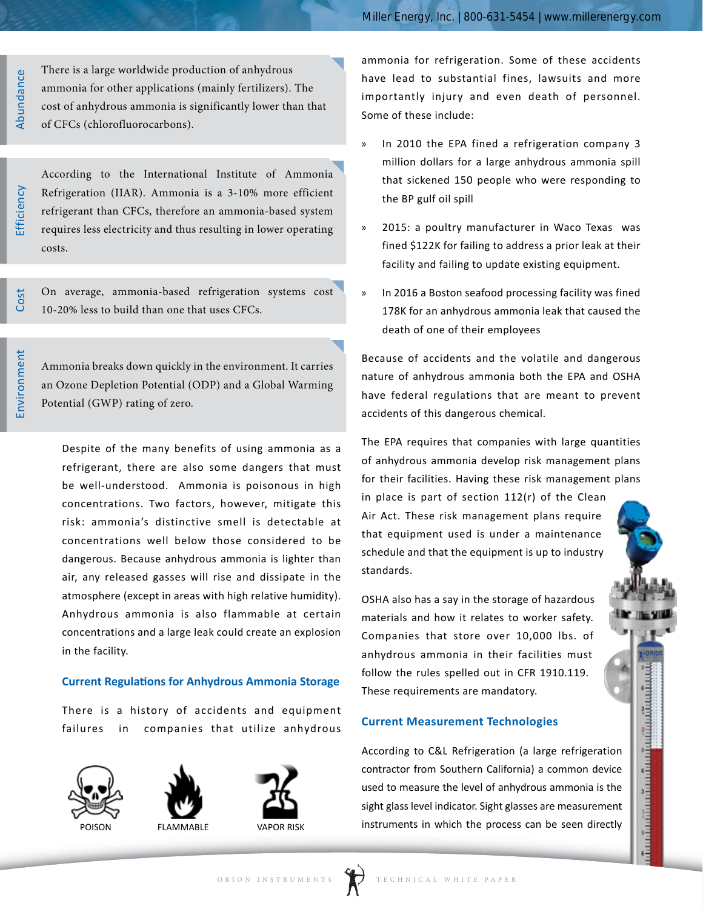**Abundance**

There is a large worldwide production of anhydrous ammonia for other applications (mainly fertilizers). The cost of anhydrous ammonia is significantly lower than that of CFCs (chlorofluorocarbons).

**Efficiency**

According to the International Institute of Ammonia Refrigeration (IIAR). Ammonia is a 3-10% more efficient refrigerant than CFCs, therefore an ammonia-based system requires less electricity and thus resulting in lower operating costs.

**Cost**

On average, ammonia-based refrigeration systems cost 10-20% less to build than one that uses CFCs.

**Environment**

Ammonia breaks down quickly in the environment. It carries an Ozone Depletion Potential (ODP) and a Global Warming Potential (GWP) rating of zero.

Despite of the many benefits of using ammonia as a refrigerant, there are also some dangers that must be well-understood. Ammonia is poisonous in high concentrations. Two factors, however, mitigate this risk: ammonia's distinctive smell is detectable at concentrations well below those considered to be dangerous. Because anhydrous ammonia is lighter than air, any released gasses will rise and dissipate in the atmosphere (except in areas with high relative humidity). Anhydrous ammonia is also flammable at certain concentrations and a large leak could create an explosion in the facility.

## Current Regulations for Anhydrous Ammonia Storage

There is a history of accidents and equipment failures in companies that utilize anhydrous ammonia for refrigeration. Some of these accidents have lead to substantial fines, lawsuits and more importantly injury and even death of personnel. Some of these include:

- In 2010 the EPA fined a refrigeration company 3 million dollars for a large anhydrous ammonia spill that sickened 150 people who were responding to the BP gulf oil spill
- 2015: a poultry manufacturer in Waco Texas was fined $122K for failing to address a prior leak at their facility and failing to update existing equipment.
- In 2016 a Boston seafood processing facility was fined 178K for an anhydrous ammonia leak that caused the death of one of their employees

POISON FLAMMABLE VAPOR RISK

Because of accidents and the volatile and dangerous nature of anhydrous ammonia both the EPA and OSHA have federal regulations that are meant to prevent accidents of this dangerous chemical.

The EPA requires that companies with large quantities of anhydrous ammonia develop risk management plans for their facilities. Having these risk management plans in place is part of section 112(r) of the Clean Air Act. These risk management plans require that equipment used is under a maintenance schedule and that the equipment is up to industry standards.

OSHA also has a say in the storage of hazardous materials and how it relates to worker safety. Companies that store over 10,000 lbs. of anhydrous ammonia in their facilities must follow the rules spelled out in CFR 1910.119. These requirements are mandatory.

## Current Measurement Technologies

According to C&L Refrigeration (a large refrigeration contractor from Southern California) a common device used to measure the level of anhydrous ammonia is the sight glass level indicator. Sight glasses are measurement instruments in which the process can be seen directly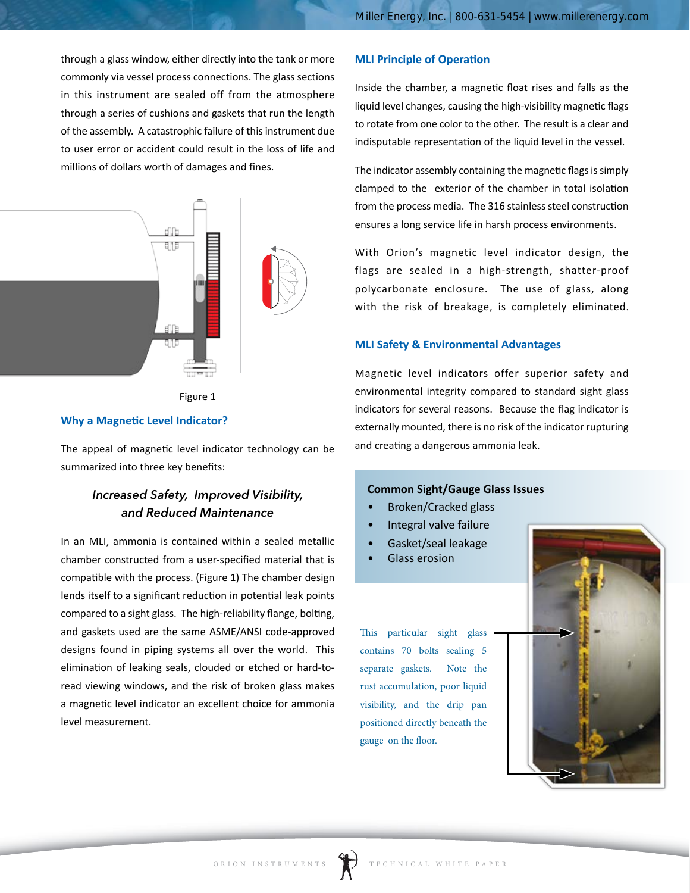through a glass window, either directly into the tank or more commonly via vessel process connections. The glass sections in this instrument are sealed off from the atmosphere through a series of cushions and gaskets that run the length of the assembly. A catastrophic failure of this instrument due to user error or accident could result in the loss of life and millions of dollars worth of damages and fines.

Figure 1

### Why a Magnetic Level Indicator?

The appeal of magnetic level indicator technology can be summarized into three key benefits:

*Increased Safety, Improved Visibility, and Reduced Maintenance*

In an MLI, ammonia is contained within a sealed metallic chamber constructed from a user-specified material that is compatible with the process. (Figure 1) The chamber design lends itself to a significant reduction in potential leak points compared to a sight glass. The high-reliability flange, bolting, and gaskets used are the same ASME/ANSI code-approved designs found in piping systems all over the world. This elimination of leaking seals, clouded or etched or hard-to-read viewing windows, and the risk of broken glass makes a magnetic level indicator an excellent choice for ammonia level measurement.

### MLI Principle of Operation

Inside the chamber, a magnetic float rises and falls as the liquid level changes, causing the high-visibility magnetic flags to rotate from one color to the other. The result is a clear and indisputable representation of the liquid level in the vessel.

The indicator assembly containing the magnetic flags is simply clamped to the exterior of the chamber in total isolation from the process media. The 316 stainless steel construction ensures a long service life in harsh process environments.

With Orion's magnetic level indicator design, the flags are sealed in a high-strength, shatter-proof polycarbonate enclosure. The use of glass, along with the risk of breakage, is completely eliminated.

### MLI Safety & Environmental Advantages

Magnetic level indicators offer superior safety and environmental integrity compared to standard sight glass indicators for several reasons. Because the flag indicator is externally mounted, there is no risk of the indicator rupturing and creating a dangerous ammonia leak.

**Common Sight/Gauge Glass Issues**

- Broken/Cracked glass
- Integral valve failure
- Gasket/seal leakage
- Glass erosion

This particular sight glass contains 70 bolts sealing 5 separate gaskets. Note the rust accumulation, poor liquid visibility, and the drip pan positioned directly beneath the gauge on the floor.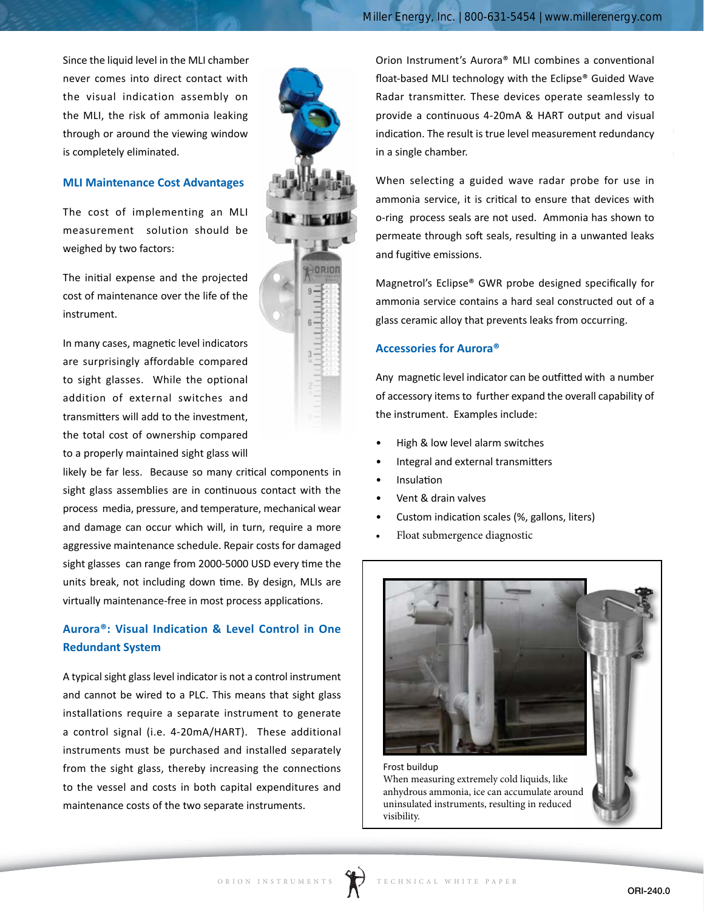Since the liquid level in the MLI chamber never comes into direct contact with the visual indication assembly on the MLI, the risk of ammonia leaking through or around the viewing window is completely eliminated.

## MLI Maintenance Cost Advantages

The cost of implementing an MLI measurement solution should be weighed by two factors:

The initial expense and the projected cost of maintenance over the life of the instrument.

In many cases, magnetic level indicators are surprisingly affordable compared to sight glasses. While the optional addition of external switches and transmitters will add to the investment, the total cost of ownership compared to a properly maintained sight glass will likely be far less. Because so many critical components in sight glass assemblies are in continuous contact with the process media, pressure, and temperature, mechanical wear and damage can occur which will, in turn, require a more aggressive maintenance schedule. Repair costs for damaged sight glasses can range from 2000-5000 USD every time the units break, not including down time. By design, MLIs are virtually maintenance-free in most process applications.

## Aurora®: Visual Indication & Level Control in One Redundant System

A typical sight glass level indicator is not a control instrument and cannot be wired to a PLC. This means that sight glass installations require a separate instrument to generate a control signal (i.e. 4-20mA/HART). These additional instruments must be purchased and installed separately from the sight glass, thereby increasing the connections to the vessel and costs in both capital expenditures and maintenance costs of the two separate instruments.

Orion Instrument's Aurora® MLI combines a conventional float-based MLI technology with the Eclipse® Guided Wave Radar transmitter. These devices operate seamlessly to provide a continuous 4-20mA & HART output and visual indication. The result is true level measurement redundancy in a single chamber.

When selecting a guided wave radar probe for use in ammonia service, it is critical to ensure that devices with o-ring process seals are not used. Ammonia has shown to permeate through soft seals, resulting in a unwanted leaks and fugitive emissions.

Magnetrol's Eclipse® GWR probe designed specifically for ammonia service contains a hard seal constructed out of a glass ceramic alloy that prevents leaks from occurring.

## Accessories for Aurora®

Any magnetic level indicator can be outfitted with a number of accessory items to further expand the overall capability of the instrument. Examples include:

- High & low level alarm switches
- Integral and external transmitters
- Insulation
- Vent & drain valves
- Custom indication scales (%, gallons, liters)
- Float submergence diagnostic

Frost buildup
When measuring extremely cold liquids, like anhydrous ammonia, ice can accumulate around uninsulated instruments, resulting in reduced visibility.